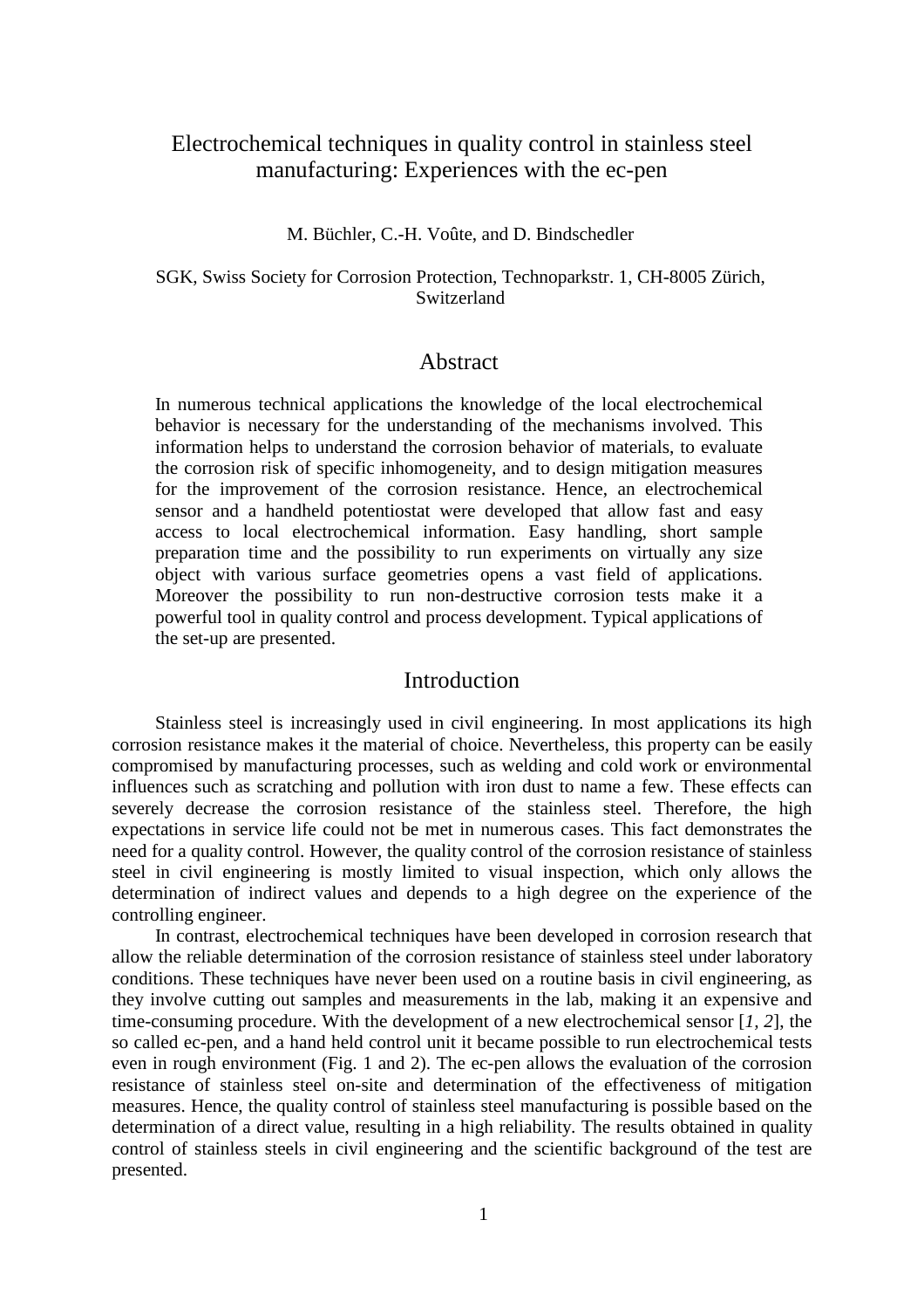# Electrochemical techniques in quality control in stainless steel manufacturing: Experiences with the ec-pen

M. Büchler, C.-H. Voûte, and D. Bindschedler

SGK, Swiss Society for Corrosion Protection, Technoparkstr. 1, CH-8005 Zürich, Switzerland

## Abstract

In numerous technical applications the knowledge of the local electrochemical behavior is necessary for the understanding of the mechanisms involved. This information helps to understand the corrosion behavior of materials, to evaluate the corrosion risk of specific inhomogeneity, and to design mitigation measures for the improvement of the corrosion resistance. Hence, an electrochemical sensor and a handheld potentiostat were developed that allow fast and easy access to local electrochemical information. Easy handling, short sample preparation time and the possibility to run experiments on virtually any size object with various surface geometries opens a vast field of applications. Moreover the possibility to run non-destructive corrosion tests make it a powerful tool in quality control and process development. Typical applications of the set-up are presented.

## Introduction

Stainless steel is increasingly used in civil engineering. In most applications its high corrosion resistance makes it the material of choice. Nevertheless, this property can be easily compromised by manufacturing processes, such as welding and cold work or environmental influences such as scratching and pollution with iron dust to name a few. These effects can severely decrease the corrosion resistance of the stainless steel. Therefore, the high expectations in service life could not be met in numerous cases. This fact demonstrates the need for a quality control. However, the quality control of the corrosion resistance of stainless steel in civil engineering is mostly limited to visual inspection, which only allows the determination of indirect values and depends to a high degree on the experience of the controlling engineer.

In contrast, electrochemical techniques have been developed in corrosion research that allow the reliable determination of the corrosion resistance of stainless steel under laboratory conditions. These techniques have never been used on a routine basis in civil engineering, as they involve cutting out samples and measurements in the lab, making it an expensive and time-consuming procedure. With the development of a new electrochemical sensor [*1, 2*], the so called ec-pen, and a hand held control unit it became possible to run electrochemical tests even in rough environment (Fig. 1 and 2). The ec-pen allows the evaluation of the corrosion resistance of stainless steel on-site and determination of the effectiveness of mitigation measures. Hence, the quality control of stainless steel manufacturing is possible based on the determination of a direct value, resulting in a high reliability. The results obtained in quality control of stainless steels in civil engineering and the scientific background of the test are presented.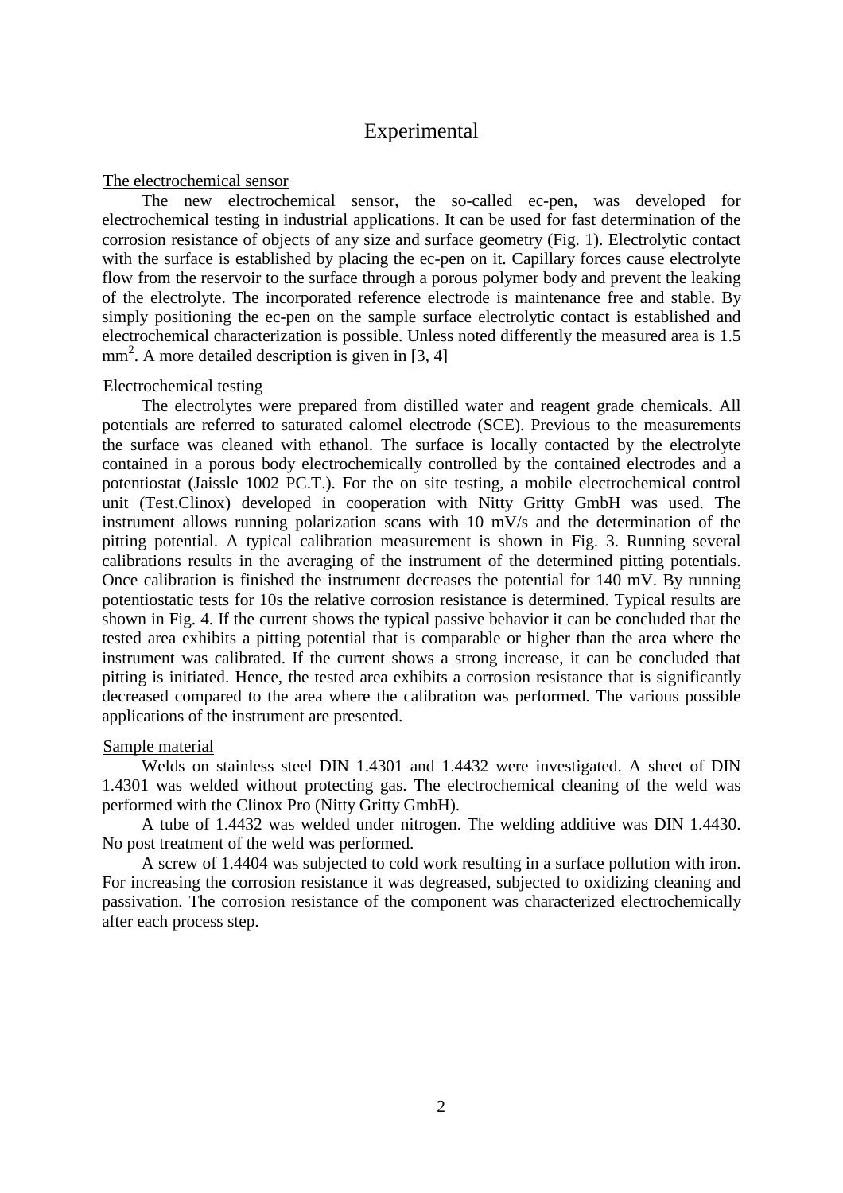# Experimental

## The electrochemical sensor

The new electrochemical sensor, the so-called ec-pen, was developed for electrochemical testing in industrial applications. It can be used for fast determination of the corrosion resistance of objects of any size and surface geometry (Fig. 1). Electrolytic contact with the surface is established by placing the ec-pen on it. Capillary forces cause electrolyte flow from the reservoir to the surface through a porous polymer body and prevent the leaking of the electrolyte. The incorporated reference electrode is maintenance free and stable. By simply positioning the ec-pen on the sample surface electrolytic contact is established and electrochemical characterization is possible. Unless noted differently the measured area is 1.5 $mm^2$. A more detailed description is given in [3, 4]

## Electrochemical testing

The electrolytes were prepared from distilled water and reagent grade chemicals. All potentials are referred to saturated calomel electrode (SCE). Previous to the measurements the surface was cleaned with ethanol. The surface is locally contacted by the electrolyte contained in a porous body electrochemically controlled by the contained electrodes and a potentiostat (Jaissle 1002 PC.T.). For the on site testing, a mobile electrochemical control unit (Test.Clinox) developed in cooperation with Nitty Gritty GmbH was used. The instrument allows running polarization scans with 10 mV/s and the determination of the pitting potential. A typical calibration measurement is shown in Fig. 3. Running several calibrations results in the averaging of the instrument of the determined pitting potentials. Once calibration is finished the instrument decreases the potential for 140 mV. By running potentiostatic tests for 10s the relative corrosion resistance is determined. Typical results are shown in Fig. 4. If the current shows the typical passive behavior it can be concluded that the tested area exhibits a pitting potential that is comparable or higher than the area where the instrument was calibrated. If the current shows a strong increase, it can be concluded that pitting is initiated. Hence, the tested area exhibits a corrosion resistance that is significantly decreased compared to the area where the calibration was performed. The various possible applications of the instrument are presented.

## Sample material

Welds on stainless steel DIN 1.4301 and 1.4432 were investigated. A sheet of DIN 1.4301 was welded without protecting gas. The electrochemical cleaning of the weld was performed with the Clinox Pro (Nitty Gritty GmbH).

A tube of 1.4432 was welded under nitrogen. The welding additive was DIN 1.4430. No post treatment of the weld was performed.

A screw of 1.4404 was subjected to cold work resulting in a surface pollution with iron. For increasing the corrosion resistance it was degreased, subjected to oxidizing cleaning and passivation. The corrosion resistance of the component was characterized electrochemically after each process step.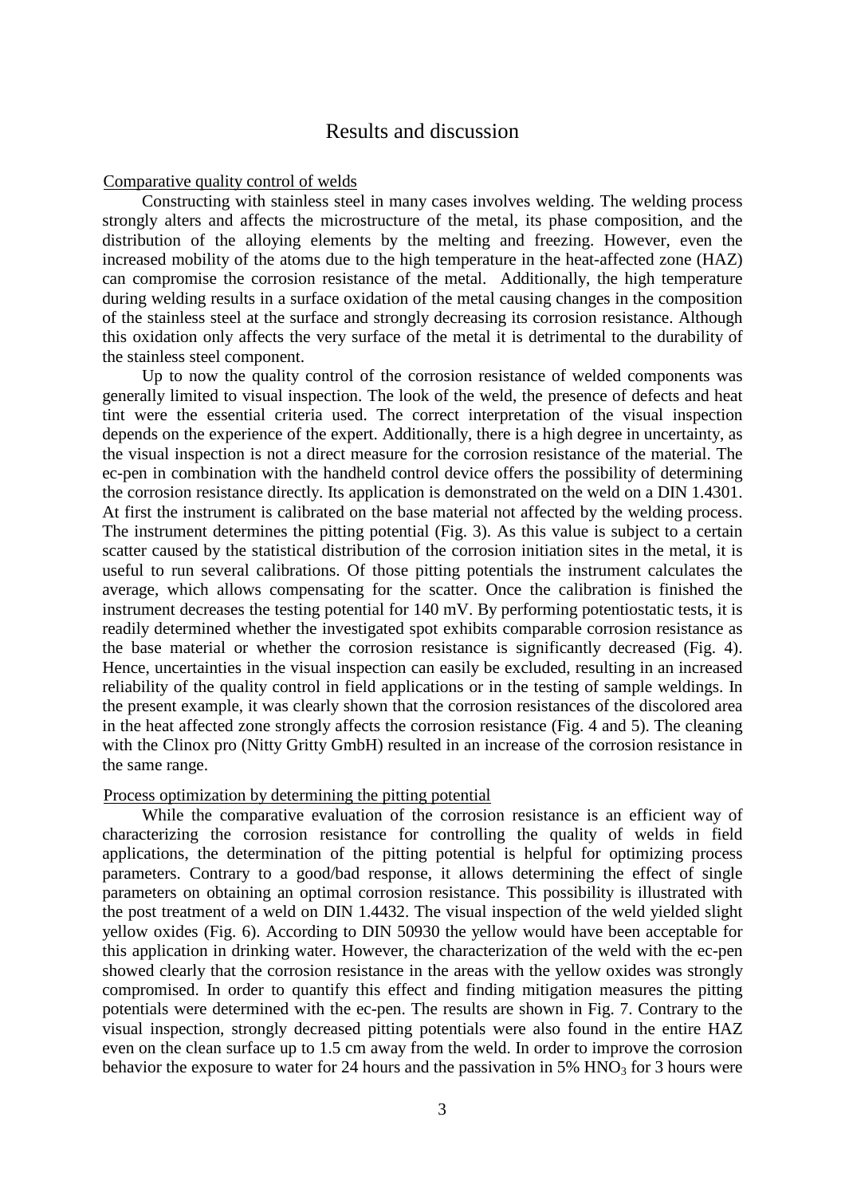## Results and discussion

### Comparative quality control of welds

Constructing with stainless steel in many cases involves welding. The welding process strongly alters and affects the microstructure of the metal, its phase composition, and the distribution of the alloying elements by the melting and freezing. However, even the increased mobility of the atoms due to the high temperature in the heat-affected zone (HAZ) can compromise the corrosion resistance of the metal. Additionally, the high temperature during welding results in a surface oxidation of the metal causing changes in the composition of the stainless steel at the surface and strongly decreasing its corrosion resistance. Although this oxidation only affects the very surface of the metal it is detrimental to the durability of the stainless steel component.

Up to now the quality control of the corrosion resistance of welded components was generally limited to visual inspection. The look of the weld, the presence of defects and heat tint were the essential criteria used. The correct interpretation of the visual inspection depends on the experience of the expert. Additionally, there is a high degree in uncertainty, as the visual inspection is not a direct measure for the corrosion resistance of the material. The ec-pen in combination with the handheld control device offers the possibility of determining the corrosion resistance directly. Its application is demonstrated on the weld on a DIN 1.4301. At first the instrument is calibrated on the base material not affected by the welding process. The instrument determines the pitting potential (Fig. 3). As this value is subject to a certain scatter caused by the statistical distribution of the corrosion initiation sites in the metal, it is useful to run several calibrations. Of those pitting potentials the instrument calculates the average, which allows compensating for the scatter. Once the calibration is finished the instrument decreases the testing potential for 140 mV. By performing potentiostatic tests, it is readily determined whether the investigated spot exhibits comparable corrosion resistance as the base material or whether the corrosion resistance is significantly decreased (Fig. 4). Hence, uncertainties in the visual inspection can easily be excluded, resulting in an increased reliability of the quality control in field applications or in the testing of sample weldings. In the present example, it was clearly shown that the corrosion resistances of the discolored area in the heat affected zone strongly affects the corrosion resistance (Fig. 4 and 5). The cleaning with the Clinox pro (Nitty Gritty GmbH) resulted in an increase of the corrosion resistance in the same range.

### Process optimization by determining the pitting potential

While the comparative evaluation of the corrosion resistance is an efficient way of characterizing the corrosion resistance for controlling the quality of welds in field applications, the determination of the pitting potential is helpful for optimizing process parameters. Contrary to a good/bad response, it allows determining the effect of single parameters on obtaining an optimal corrosion resistance. This possibility is illustrated with the post treatment of a weld on DIN 1.4432. The visual inspection of the weld yielded slight yellow oxides (Fig. 6). According to DIN 50930 the yellow would have been acceptable for this application in drinking water. However, the characterization of the weld with the ec-pen showed clearly that the corrosion resistance in the areas with the yellow oxides was strongly compromised. In order to quantify this effect and finding mitigation measures the pitting potentials were determined with the ec-pen. The results are shown in Fig. 7. Contrary to the visual inspection, strongly decreased pitting potentials were also found in the entire HAZ even on the clean surface up to 1.5 cm away from the weld. In order to improve the corrosion behavior the exposure to water for 24 hours and the passivation in 5% $HNO_3$ for 3 hours were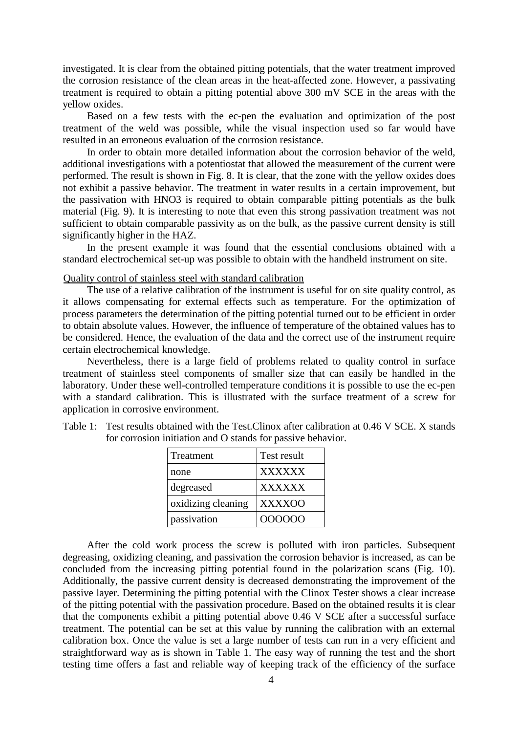investigated. It is clear from the obtained pitting potentials, that the water treatment improved the corrosion resistance of the clean areas in the heat-affected zone. However, a passivating treatment is required to obtain a pitting potential above 300 mV SCE in the areas with the yellow oxides.

Based on a few tests with the ec-pen the evaluation and optimization of the post treatment of the weld was possible, while the visual inspection used so far would have resulted in an erroneous evaluation of the corrosion resistance.

In order to obtain more detailed information about the corrosion behavior of the weld, additional investigations with a potentiostat that allowed the measurement of the current were performed. The result is shown in Fig. 8. It is clear, that the zone with the yellow oxides does not exhibit a passive behavior. The treatment in water results in a certain improvement, but the passivation with $HNO_3$ is required to obtain comparable pitting potentials as the bulk material (Fig. 9). It is interesting to note that even this strong passivation treatment was not sufficient to obtain comparable passivity as on the bulk, as the passive current density is still significantly higher in the HAZ.

In the present example it was found that the essential conclusions obtained with a standard electrochemical set-up was possible to obtain with the handheld instrument on site.

Quality control of stainless steel with standard calibration

The use of a relative calibration of the instrument is useful for on site quality control, as it allows compensating for external effects such as temperature. For the optimization of process parameters the determination of the pitting potential turned out to be efficient in order to obtain absolute values. However, the influence of temperature of the obtained values has to be considered. Hence, the evaluation of the data and the correct use of the instrument require certain electrochemical knowledge.

Nevertheless, there is a large field of problems related to quality control in surface treatment of stainless steel components of smaller size that can easily be handled in the laboratory. Under these well-controlled temperature conditions it is possible to use the ec-pen with a standard calibration. This is illustrated with the surface treatment of a screw for application in corrosive environment.

Table 1: Test results obtained with the Test.Clinox after calibration at 0.46 V SCE. X stands for corrosion initiation and O stands for passive behavior.

| Treatment | Test result |
|---|---|
| none | XXXXXX |
| degreased | XXXXXX |
| oxidizing cleaning | XXXXOO |
| passivation | OOOOOO |

After the cold work process the screw is polluted with iron particles. Subsequent degreasing, oxidizing cleaning, and passivation the corrosion behavior is increased, as can be concluded from the increasing pitting potential found in the polarization scans (Fig. 10). Additionally, the passive current density is decreased demonstrating the improvement of the passive layer. Determining the pitting potential with the Clinox Tester shows a clear increase of the pitting potential with the passivation procedure. Based on the obtained results it is clear that the components exhibit a pitting potential above 0.46 V SCE after a successful surface treatment. The potential can be set at this value by running the calibration with an external calibration box. Once the value is set a large number of tests can run in a very efficient and straightforward way as is shown in Table 1. The easy way of running the test and the short testing time offers a fast and reliable way of keeping track of the efficiency of the surface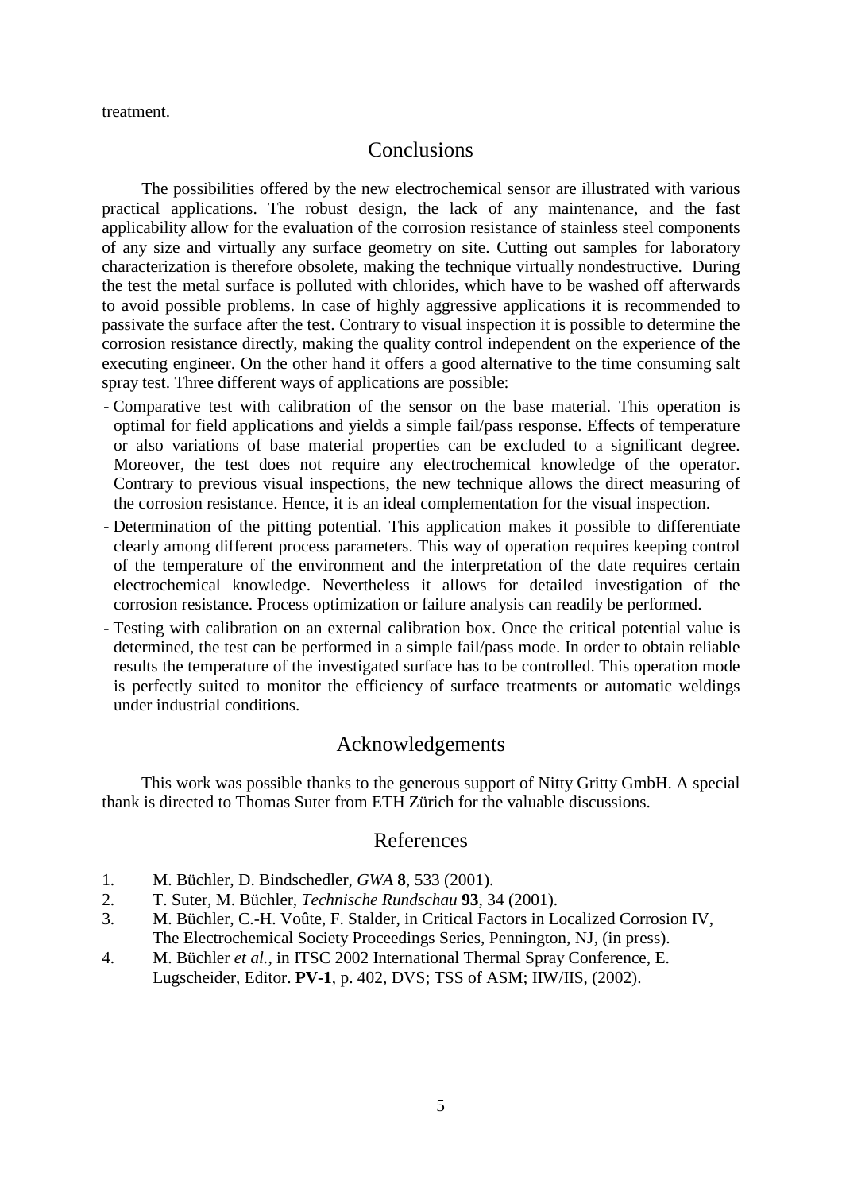treatment.

## Conclusions

The possibilities offered by the new electrochemical sensor are illustrated with various practical applications. The robust design, the lack of any maintenance, and the fast applicability allow for the evaluation of the corrosion resistance of stainless steel components of any size and virtually any surface geometry on site. Cutting out samples for laboratory characterization is therefore obsolete, making the technique virtually nondestructive. During the test the metal surface is polluted with chlorides, which have to be washed off afterwards to avoid possible problems. In case of highly aggressive applications it is recommended to passivate the surface after the test. Contrary to visual inspection it is possible to determine the corrosion resistance directly, making the quality control independent on the experience of the executing engineer. On the other hand it offers a good alternative to the time consuming salt spray test. Three different ways of applications are possible:

- Comparative test with calibration of the sensor on the base material. This operation is optimal for field applications and yields a simple fail/pass response. Effects of temperature or also variations of base material properties can be excluded to a significant degree. Moreover, the test does not require any electrochemical knowledge of the operator. Contrary to previous visual inspections, the new technique allows the direct measuring of the corrosion resistance. Hence, it is an ideal complementation for the visual inspection.
- Determination of the pitting potential. This application makes it possible to differentiate clearly among different process parameters. This way of operation requires keeping control of the temperature of the environment and the interpretation of the date requires certain electrochemical knowledge. Nevertheless it allows for detailed investigation of the corrosion resistance. Process optimization or failure analysis can readily be performed.
- Testing with calibration on an external calibration box. Once the critical potential value is determined, the test can be performed in a simple fail/pass mode. In order to obtain reliable results the temperature of the investigated surface has to be controlled. This operation mode is perfectly suited to monitor the efficiency of surface treatments or automatic weldings under industrial conditions.

## Acknowledgements

This work was possible thanks to the generous support of Nitty Gritty GmbH. A special thank is directed to Thomas Suter from ETH Zürich for the valuable discussions.

## References

1. M. Büchler, D. Bindschedler, *GWA* **8**, 533 (2001).
2. T. Suter, M. Büchler, *Technische Rundschau* **93**, 34 (2001).
3. M. Büchler, C.-H. Voûte, F. Stalder, in Critical Factors in Localized Corrosion IV, The Electrochemical Society Proceedings Series, Pennington, NJ, (in press).
4. M. Büchler *et al.*, in ITSC 2002 International Thermal Spray Conference, E. Lugscheider, Editor. **PV-1**, p. 402, DVS; TSS of ASM; IIW/IIS, (2002).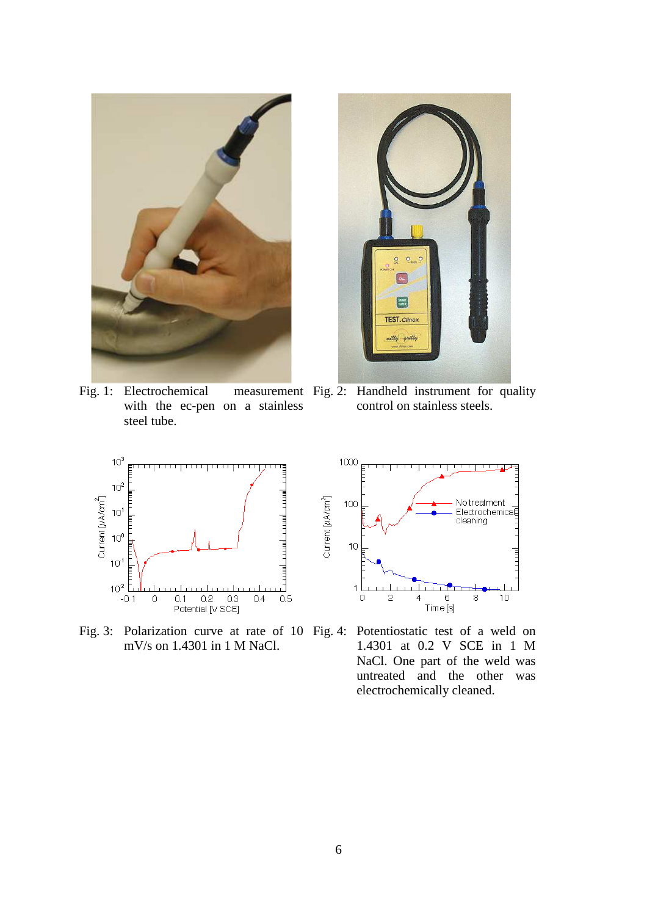Fig. 1: Electrochemical measurement with the ec-pen on a stainless steel tube.

Fig. 2: Handheld instrument for quality control on stainless steels.

Fig. 3: Polarization curve at rate of 10 mV/s on 1.4301 in 1 M NaCl.

Fig. 4: Potentiostatic test of a weld on 1.4301 at 0.2 V SCE in 1 M NaCl. One part of the weld was untreated and the other was electrochemically cleaned.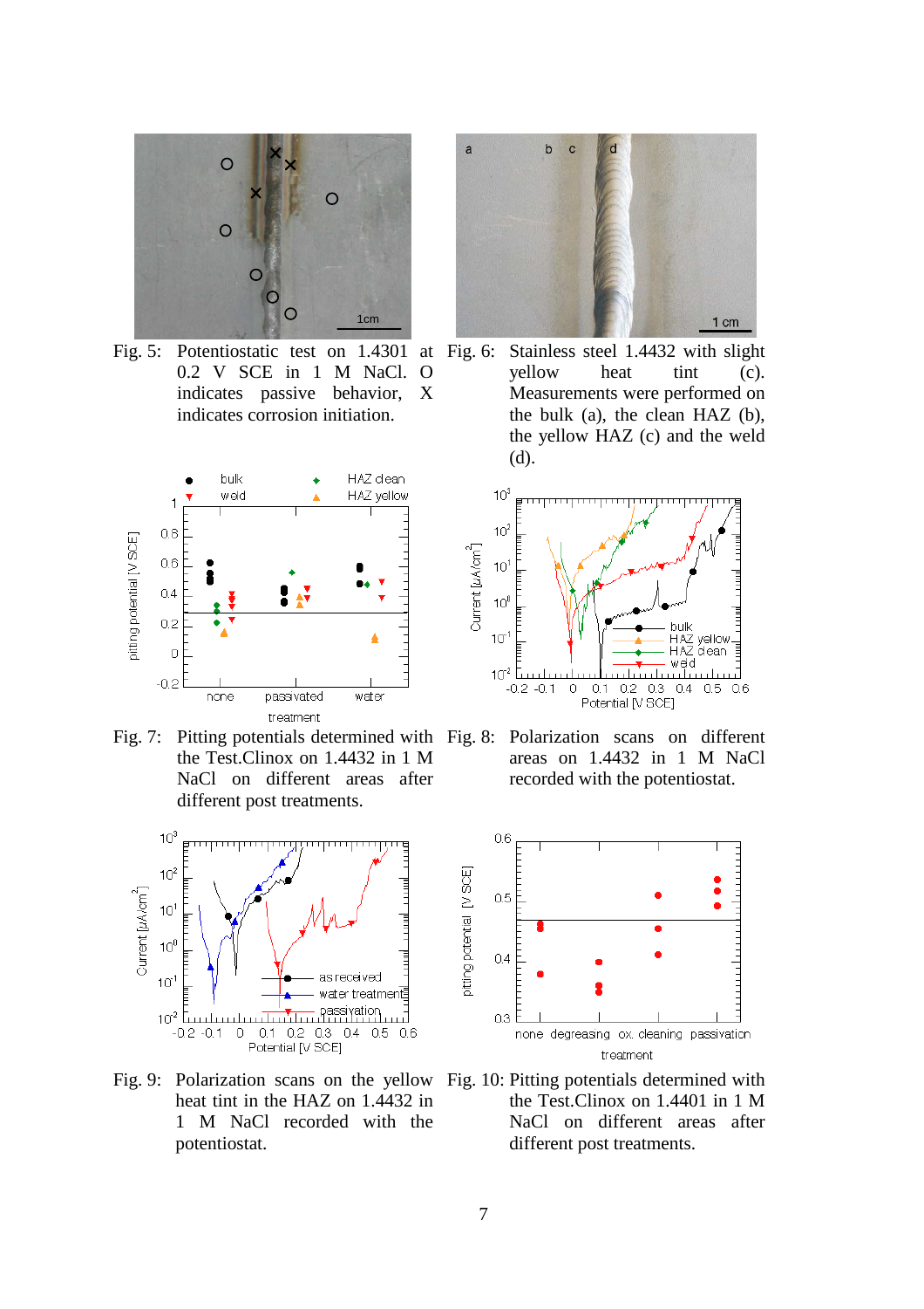1cm

Fig. 5: Potentiostatic test on 1.4301 at 0.2 V SCE in 1 M NaCl. O indicates passive behavior, X indicates corrosion initiation.

a b c d

1 cm

Fig. 6: Stainless steel 1.4432 with slight yellow heat tint (c). Measurements were performed on the bulk (a), the clean HAZ (b), the yellow HAZ (c) and the weld (d).

bulk
weld
HAZ clean
HAZ yellow
pitting potential [V SCE]
1
0.8
0.6
0.4
0.2
0
-0.2
none
passivated
water
treatment

Fig. 7: Pitting potentials determined with the Test.Clinox on 1.4432 in 1 M NaCl on different areas after different post treatments.

Current [µA/cm²]
$10^3$
$10^2$
$10^1$
$10^0$
$10^{-1}$
$10^{-2}$
-0.2 -0.1 0 0.1 0.2 0.3 0.4 0.5 0.6
Potential [V SCE]
bulk
HAZ yellow
HAZ clean
weld

Fig. 8: Polarization scans on different areas on 1.4432 in 1 M NaCl recorded with the potentiostat.

Current [µA/cm²]
$10^3$
$10^2$
$10^1$
$10^0$
$10^{-1}$
$10^{-2}$
-0.2 -0.1 0 0.1 0.2 0.3 0.4 0.5 0.6
Potential [V SCE]
as received
water treatment
passivation

Fig. 9: Polarization scans on the yellow heat tint in the HAZ on 1.4432 in 1 M NaCl recorded with the potentiostat.

pitting potential [V SCE]
0.6
0.5
0.4
0.3
none
degreasing
ox. cleaning
passivation
treatment

Fig. 10: Pitting potentials determined with the Test.Clinox on 1.4401 in 1 M NaCl on different areas after different post treatments.